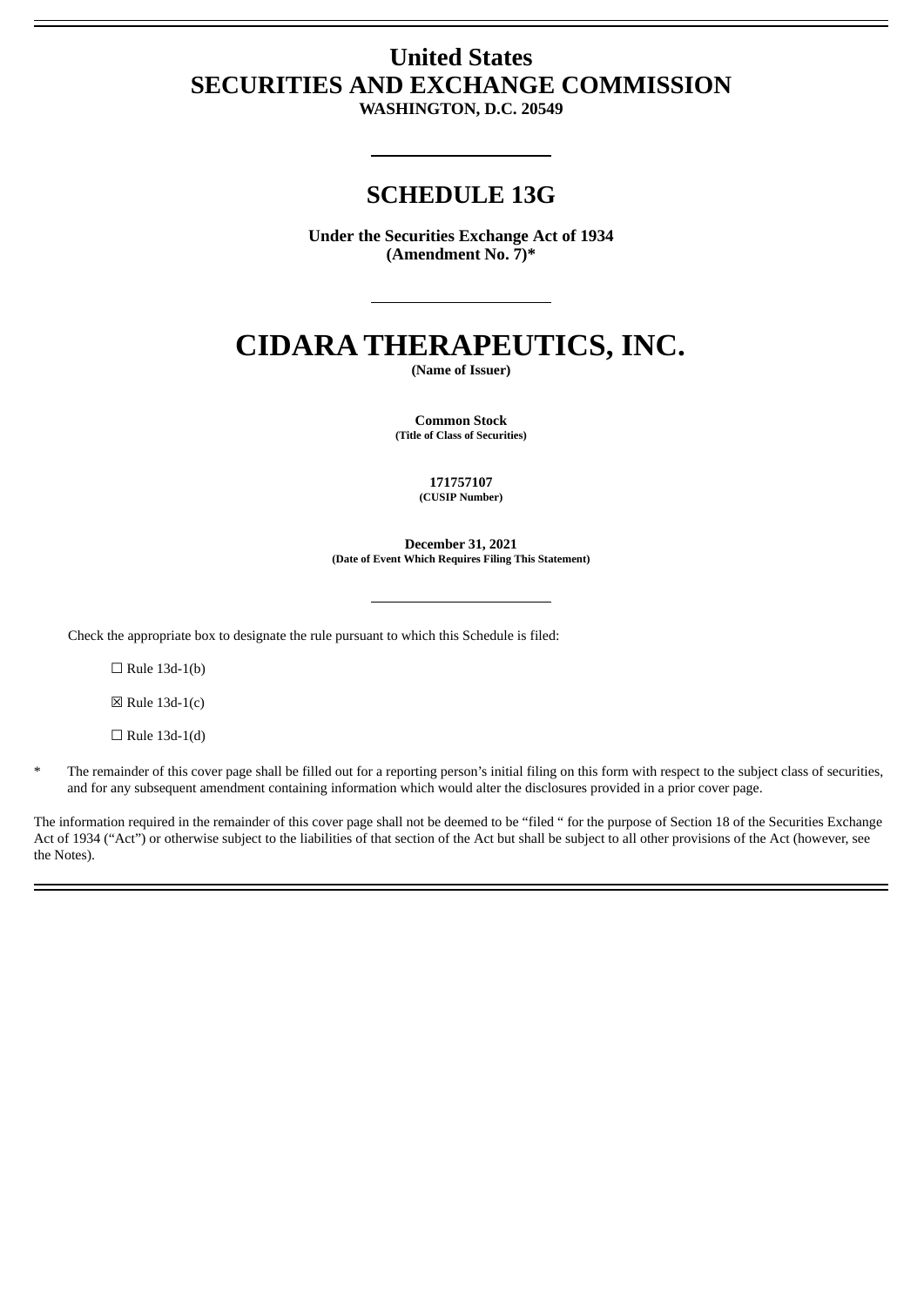# United States
# SECURITIES AND EXCHANGE COMMISSION

**WASHINGTON, D.C. 20549**

---

## SCHEDULE 13G

**Under the Securities Exchange Act of 1934**
**(Amendment No. 7)***

---

# CIDARA THERAPEUTICS, INC.

**(Name of Issuer)**

**Common Stock**
**(Title of Class of Securities)**

**171757107**
**(CUSIP Number)**

**December 31, 2021**
**(Date of Event Which Requires Filing This Statement)**

---

Check the appropriate box to designate the rule pursuant to which this Schedule is filed:

☐ Rule 13d-1(b)

☒ Rule 13d-1(c)

☐ Rule 13d-1(d)

\* The remainder of this cover page shall be filled out for a reporting person's initial filing on this form with respect to the subject class of securities, and for any subsequent amendment containing information which would alter the disclosures provided in a prior cover page.

The information required in the remainder of this cover page shall not be deemed to be "filed " for the purpose of Section 18 of the Securities Exchange Act of 1934 ("Act") or otherwise subject to the liabilities of that section of the Act but shall be subject to all other provisions of the Act (however, see the Notes).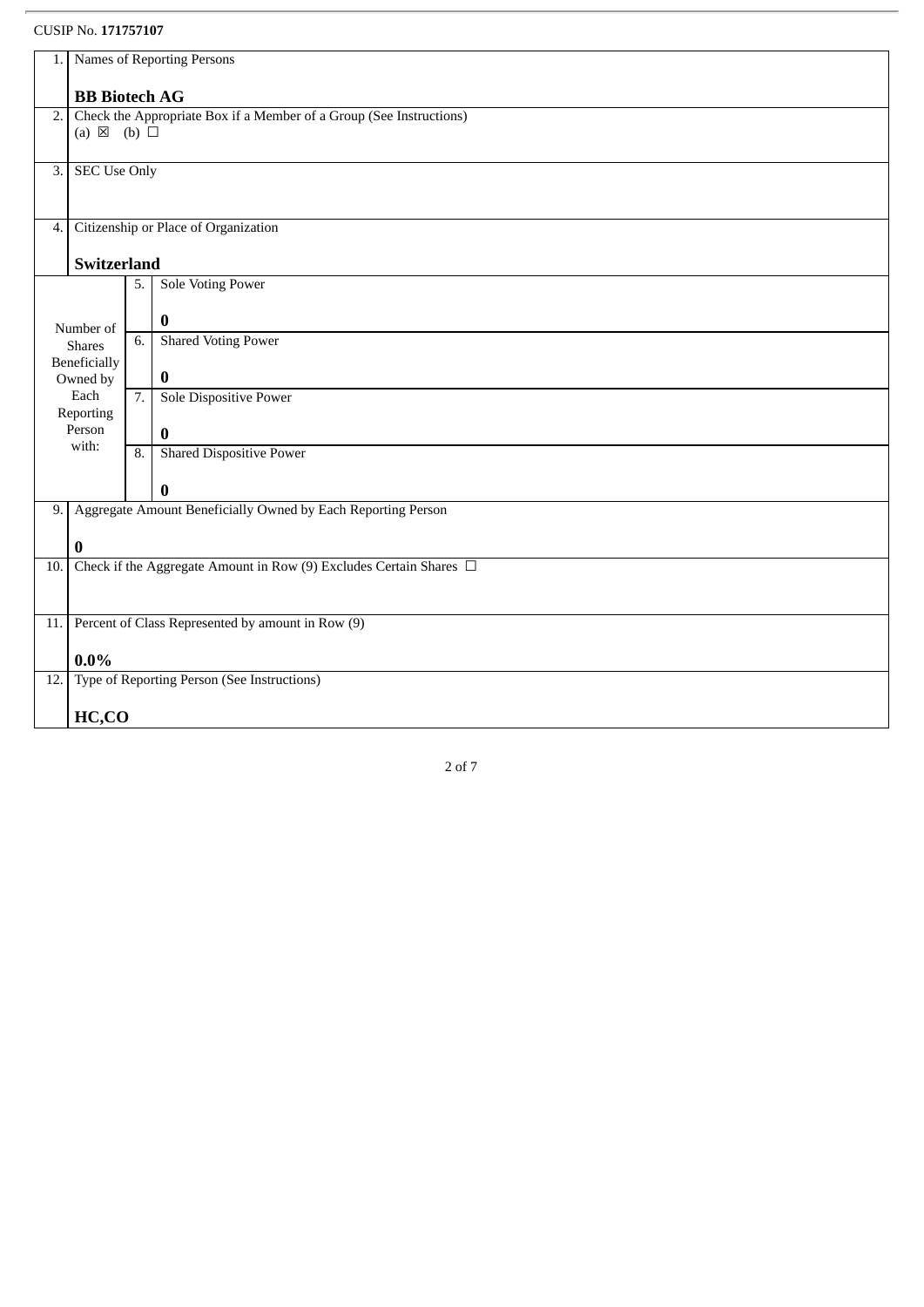CUSIP No. **171757107**

| | | | |
|---|---|---|---|
| 1. | Names of Reporting Persons<br><br>**BB Biotech AG** | | |
| 2. | Check the Appropriate Box if a Member of a Group (See Instructions)<br>(a) ☒ (b) ☐ | | |
| 3. | SEC Use Only | | |
| 4. | Citizenship or Place of Organization<br><br>**Switzerland** | | |
| Number of Shares Beneficially Owned by Each Reporting Person with: | 5. | Sole Voting Power<br><br>**0** | |
| | 6. | Shared Voting Power<br><br>**0** | |
| | 7. | Sole Dispositive Power<br><br>**0** | |
| | 8. | Shared Dispositive Power<br><br>**0** | |
| 9. | Aggregate Amount Beneficially Owned by Each Reporting Person<br><br>**0** | | |
| 10. | Check if the Aggregate Amount in Row (9) Excludes Certain Shares ☐ | | |
| 11. | Percent of Class Represented by amount in Row (9)<br><br>**0.0%** | | |
| 12. | Type of Reporting Person (See Instructions)<br><br>**HC,CO** | | |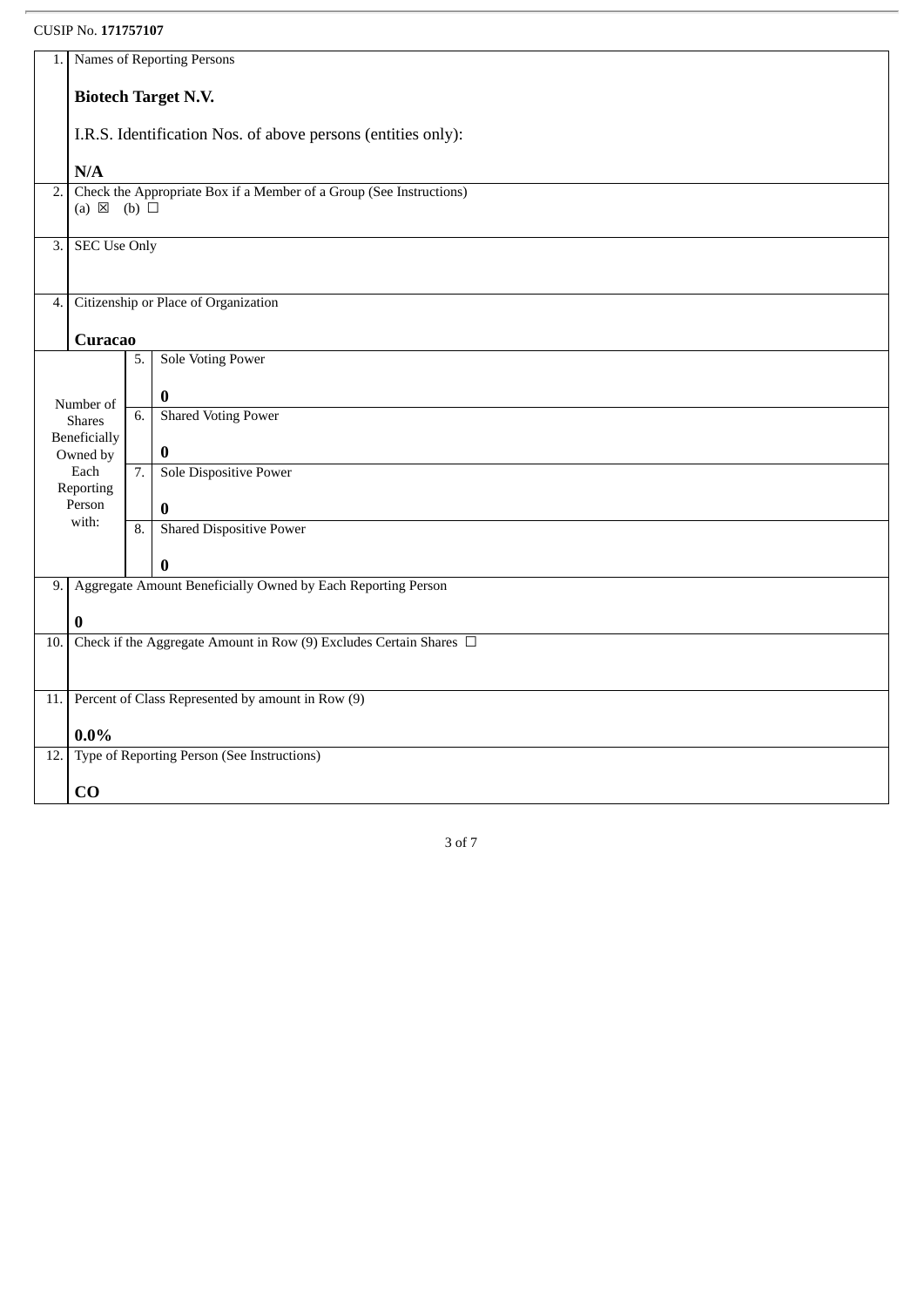CUSIP No. **171757107**

| | | | |
|---|---|---|---|
| 1. | Names of Reporting Persons<br><br>**Biotech Target N.V.**<br><br>I.R.S. Identification Nos. of above persons (entities only):<br><br>**N/A** | | |
| 2. | Check the Appropriate Box if a Member of a Group (See Instructions)<br>(a) ☒ (b) ☐ | | |
| 3. | SEC Use Only | | |
| 4. | Citizenship or Place of Organization<br><br>**Curacao** | | |
| Number of Shares Beneficially Owned by Each Reporting Person with: | 5. | Sole Voting Power<br><br>**0** | |
| | 6. | Shared Voting Power<br><br>**0** | |
| | 7. | Sole Dispositive Power<br><br>**0** | |
| | 8. | Shared Dispositive Power<br><br>**0** | |
| 9. | Aggregate Amount Beneficially Owned by Each Reporting Person<br><br>**0** | | |
| 10. | Check if the Aggregate Amount in Row (9) Excludes Certain Shares ☐ | | |
| 11. | Percent of Class Represented by amount in Row (9)<br><br>**0.0%** | | |
| 12. | Type of Reporting Person (See Instructions)<br><br>**CO** | | |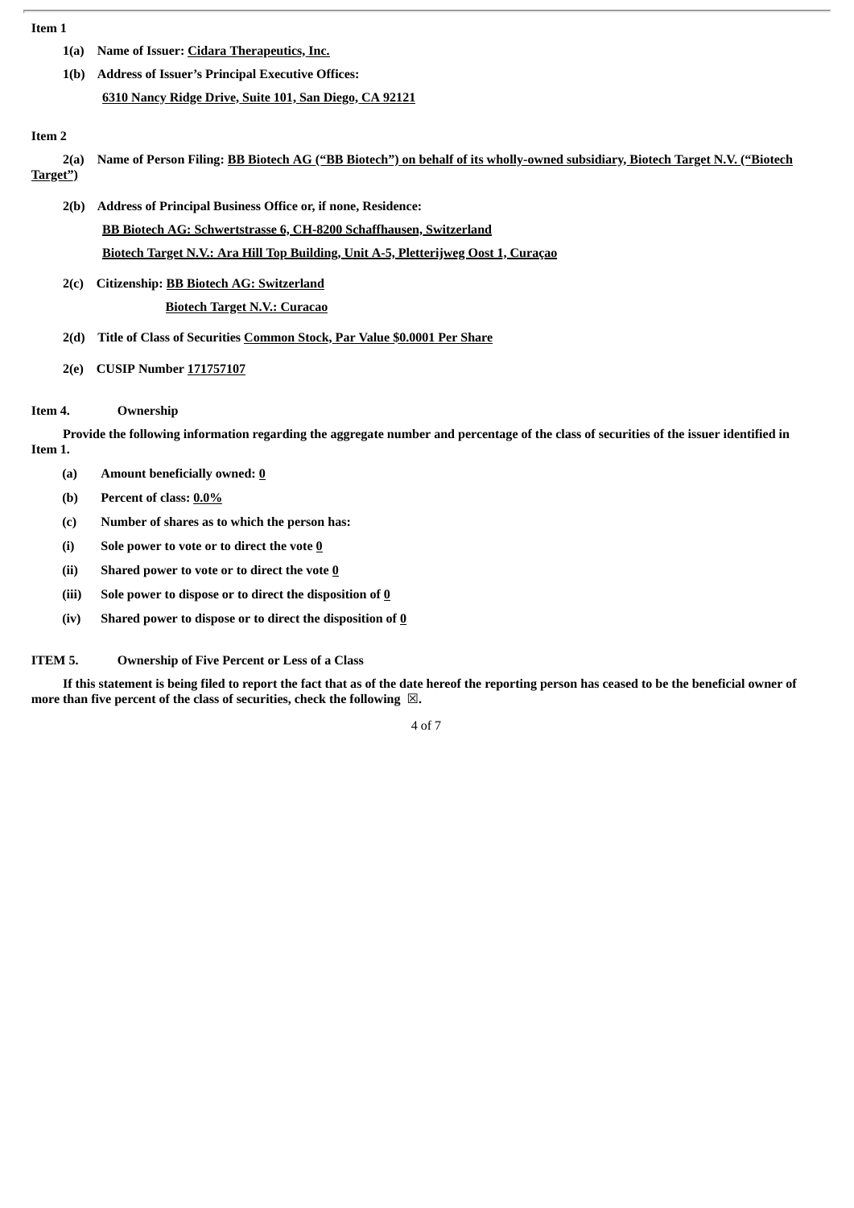**Item 1**

**1(a) Name of Issuer:** **Cidara Therapeutics, Inc.**

**1(b) Address of Issuer's Principal Executive Offices:**

**6310 Nancy Ridge Drive, Suite 101, San Diego, CA 92121**

**Item 2**

**2(a) Name of Person Filing:** **BB Biotech AG ("BB Biotech") on behalf of its wholly-owned subsidiary, Biotech Target N.V. ("Biotech Target")**

**2(b) Address of Principal Business Office or, if none, Residence:**

**BB Biotech AG: Schwertstrasse 6, CH-8200 Schaffhausen, Switzerland**

**Biotech Target N.V.: Ara Hill Top Building, Unit A-5, Pletterijweg Oost 1, Curaçao**

**2(c) Citizenship:** **BB Biotech AG: Switzerland**

**Biotech Target N.V.: Curacao**

**2(d) Title of Class of Securities** **Common Stock, Par Value $0.0001 Per Share**

**2(e) CUSIP Number** **171757107**

**Item 4. Ownership**

**Provide the following information regarding the aggregate number and percentage of the class of securities of the issuer identified in Item 1.**

**(a) Amount beneficially owned:** **0**

**(b) Percent of class:** **0.0%**

**(c) Number of shares as to which the person has:**

**(i) Sole power to vote or to direct the vote** **0**

**(ii) Shared power to vote or to direct the vote** **0**

**(iii) Sole power to dispose or to direct the disposition of** **0**

**(iv) Shared power to dispose or to direct the disposition of** **0**

**ITEM 5. Ownership of Five Percent or Less of a Class**

**If this statement is being filed to report the fact that as of the date hereof the reporting person has ceased to be the beneficial owner of more than five percent of the class of securities, check the following ☒.**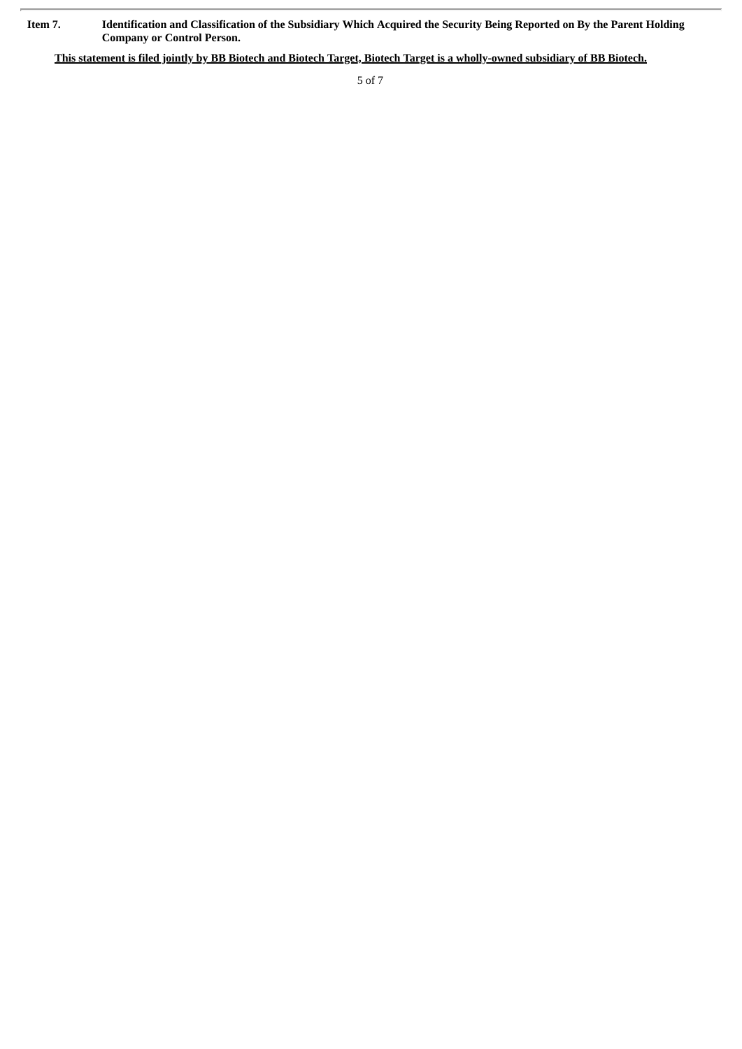**Item 7. Identification and Classification of the Subsidiary Which Acquired the Security Being Reported on By the Parent Holding Company or Control Person.**

**This statement is filed jointly by BB Biotech and Biotech Target, Biotech Target is a wholly-owned subsidiary of BB Biotech.**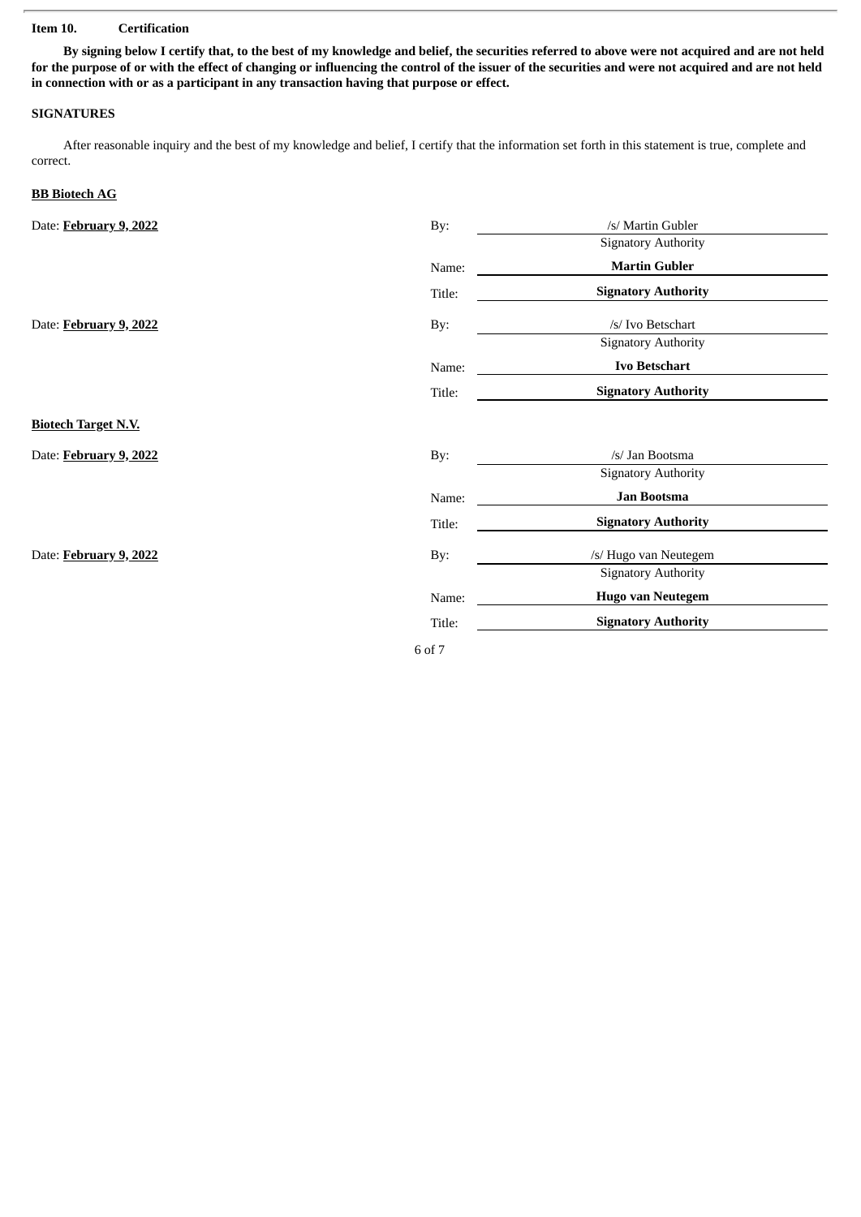**Item 10. Certification**

**By signing below I certify that, to the best of my knowledge and belief, the securities referred to above were not acquired and are not held for the purpose of or with the effect of changing or influencing the control of the issuer of the securities and were not acquired and are not held in connection with or as a participant in any transaction having that purpose or effect.**

**SIGNATURES**

After reasonable inquiry and the best of my knowledge and belief, I certify that the information set forth in this statement is true, complete and correct.

**BB Biotech AG**

Date: **February 9, 2022**

By: /s/ Martin Gubler
Signatory Authority

Name: **Martin Gubler**

Title: **Signatory Authority**

Date: **February 9, 2022**

By: /s/ Ivo Betschart
Signatory Authority

Name: **Ivo Betschart**

Title: **Signatory Authority**

**Biotech Target N.V.**

Date: **February 9, 2022**

By: /s/ Jan Bootsma
Signatory Authority

Name: **Jan Bootsma**

Title: **Signatory Authority**

Date: **February 9, 2022**

By: /s/ Hugo van Neutegem
Signatory Authority

Name: **Hugo van Neutegem**

Title: **Signatory Authority**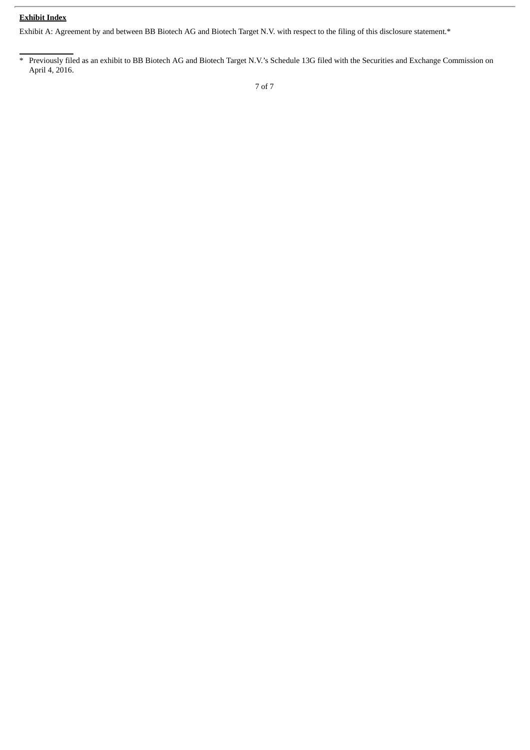**Exhibit Index**

Exhibit A: Agreement by and between BB Biotech AG and Biotech Target N.V. with respect to the filing of this disclosure statement.*

---

* Previously filed as an exhibit to BB Biotech AG and Biotech Target N.V.'s Schedule 13G filed with the Securities and Exchange Commission on April 4, 2016.